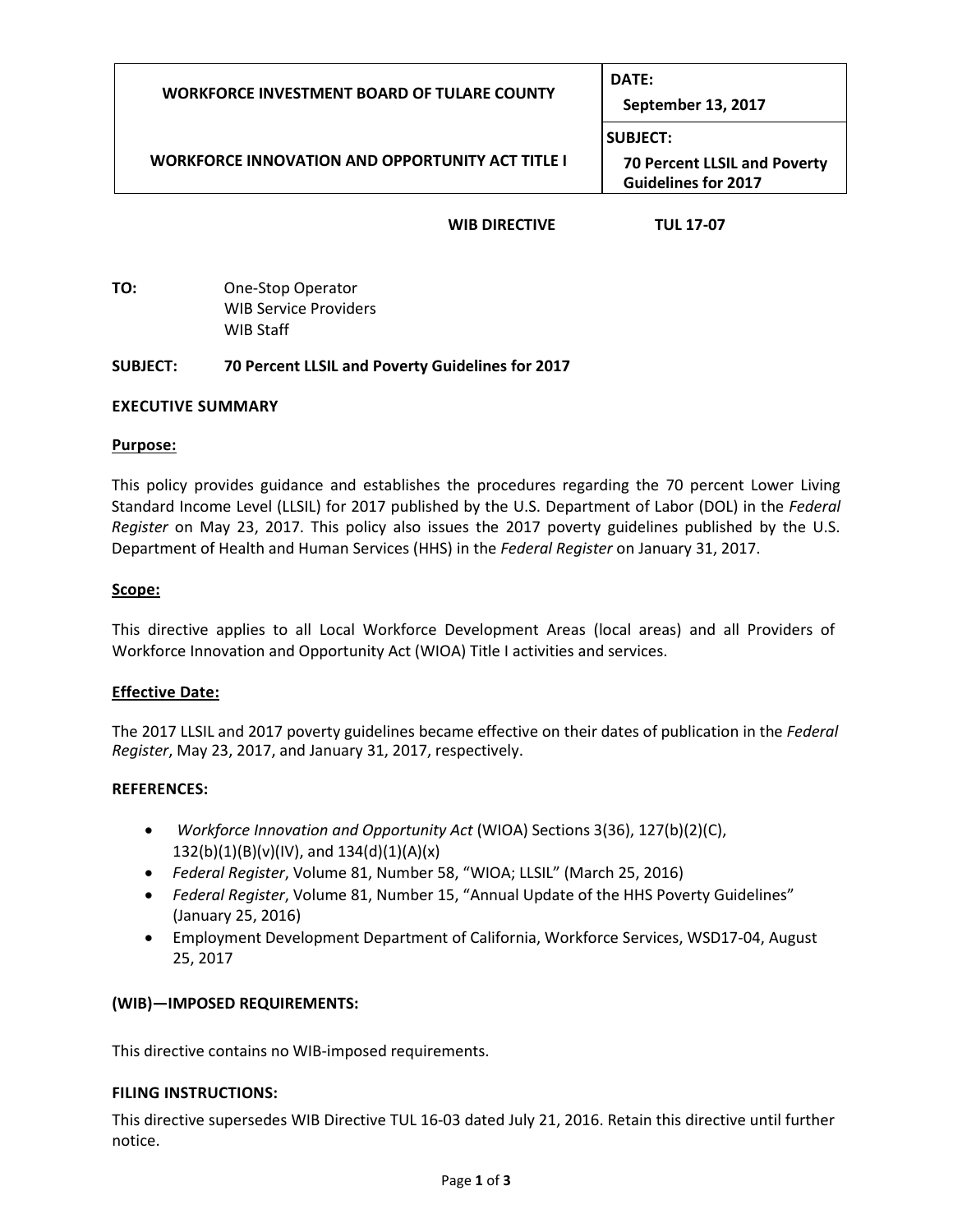| WORKFORCE INVESTMENT BOARD OF TULARE COUNTY | **DATE:** September 13, 2017 |
|---|---|
| **WORKFORCE INNOVATION AND OPPORTUNITY ACT TITLE I** | **SUBJECT:** 70 Percent LLSIL and Poverty Guidelines for 2017 |

**WIB DIRECTIVE TUL 17-07**

**TO:** One-Stop Operator
WIB Service Providers
WIB Staff

**SUBJECT: 70 Percent LLSIL and Poverty Guidelines for 2017**

## EXECUTIVE SUMMARY

### Purpose:

This policy provides guidance and establishes the procedures regarding the 70 percent Lower Living Standard Income Level (LLSIL) for 2017 published by the U.S. Department of Labor (DOL) in the *Federal Register* on May 23, 2017. This policy also issues the 2017 poverty guidelines published by the U.S. Department of Health and Human Services (HHS) in the *Federal Register* on January 31, 2017.

### Scope:

This directive applies to all Local Workforce Development Areas (local areas) and all Providers of Workforce Innovation and Opportunity Act (WIOA) Title I activities and services.

### Effective Date:

The 2017 LLSIL and 2017 poverty guidelines became effective on their dates of publication in the *Federal Register*, May 23, 2017, and January 31, 2017, respectively.

## REFERENCES:

- *Workforce Innovation and Opportunity Act* (WIOA) Sections 3(36), 127(b)(2)(C), 132(b)(1)(B)(v)(IV), and 134(d)(1)(A)(x)
- *Federal Register*, Volume 81, Number 58, "WIOA; LLSIL" (March 25, 2016)
- *Federal Register*, Volume 81, Number 15, "Annual Update of the HHS Poverty Guidelines" (January 25, 2016)
- Employment Development Department of California, Workforce Services, WSD17-04, August 25, 2017

## (WIB)—IMPOSED REQUIREMENTS:

This directive contains no WIB-imposed requirements.

## FILING INSTRUCTIONS:

This directive supersedes WIB Directive TUL 16-03 dated July 21, 2016. Retain this directive until further notice.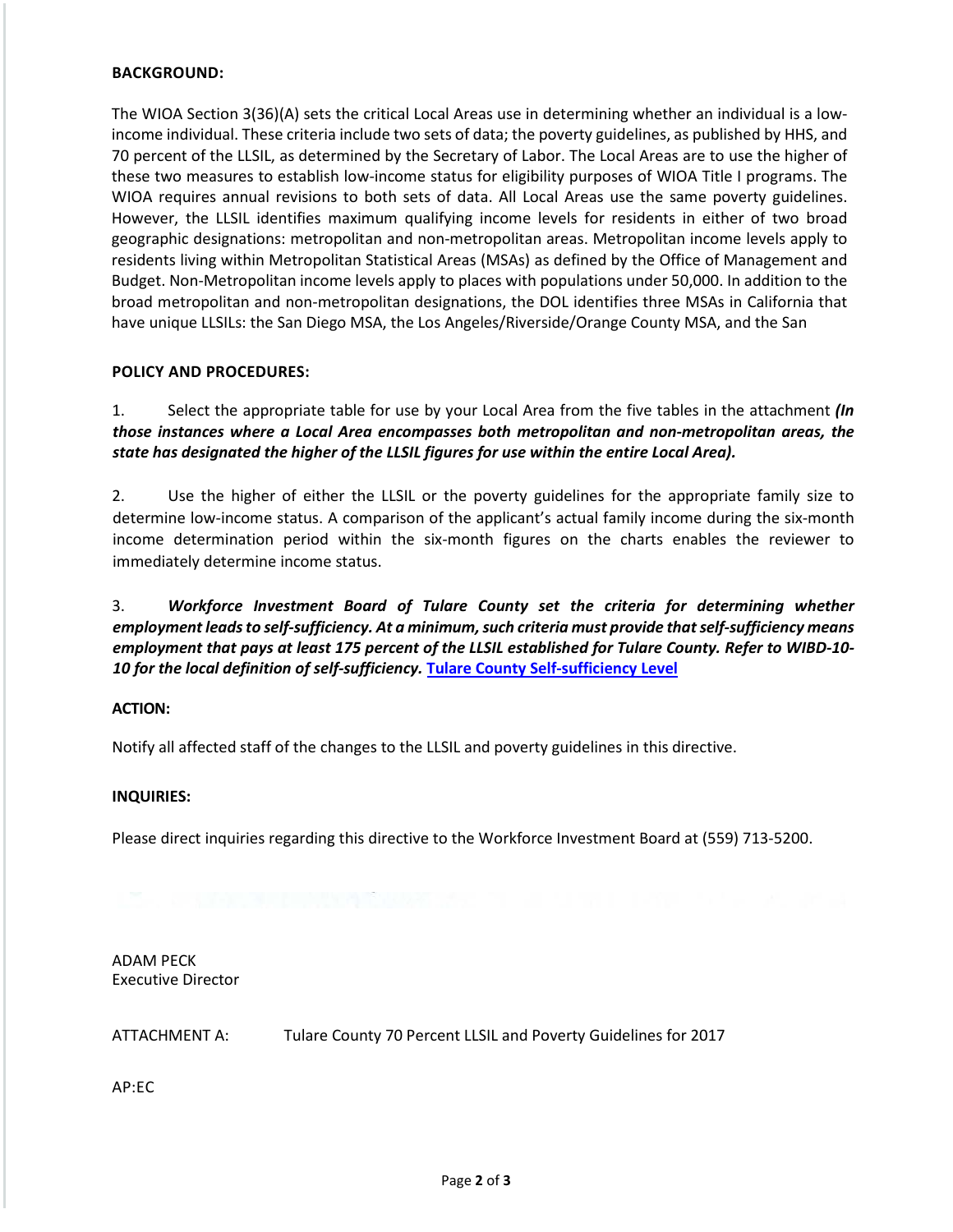**BACKGROUND:**

The WIOA Section 3(36)(A) sets the critical Local Areas use in determining whether an individual is a low-income individual. These criteria include two sets of data; the poverty guidelines, as published by HHS, and 70 percent of the LLSIL, as determined by the Secretary of Labor. The Local Areas are to use the higher of these two measures to establish low-income status for eligibility purposes of WIOA Title I programs. The WIOA requires annual revisions to both sets of data. All Local Areas use the same poverty guidelines. However, the LLSIL identifies maximum qualifying income levels for residents in either of two broad geographic designations: metropolitan and non-metropolitan areas. Metropolitan income levels apply to residents living within Metropolitan Statistical Areas (MSAs) as defined by the Office of Management and Budget. Non-Metropolitan income levels apply to places with populations under 50,000. In addition to the broad metropolitan and non-metropolitan designations, the DOL identifies three MSAs in California that have unique LLSILs: the San Diego MSA, the Los Angeles/Riverside/Orange County MSA, and the San

**POLICY AND PROCEDURES:**

1. Select the appropriate table for use by your Local Area from the five tables in the attachment ***(In those instances where a Local Area encompasses both metropolitan and non-metropolitan areas, the state has designated the higher of the LLSIL figures for use within the entire Local Area).***

2. Use the higher of either the LLSIL or the poverty guidelines for the appropriate family size to determine low-income status. A comparison of the applicant's actual family income during the six-month income determination period within the six-month figures on the charts enables the reviewer to immediately determine income status.

3. ***Workforce Investment Board of Tulare County set the criteria for determining whether employment leads to self-sufficiency. At a minimum, such criteria must provide that self-sufficiency means employment that pays at least 175 percent of the LLSIL established for Tulare County. Refer to WIBD-10-10 for the local definition of self-sufficiency.*** **Tulare County Self-sufficiency Level**

**ACTION:**

Notify all affected staff of the changes to the LLSIL and poverty guidelines in this directive.

**INQUIRIES:**

Please direct inquiries regarding this directive to the Workforce Investment Board at (559) 713-5200.

ADAM PECK
Executive Director

ATTACHMENT A: Tulare County 70 Percent LLSIL and Poverty Guidelines for 2017

AP:EC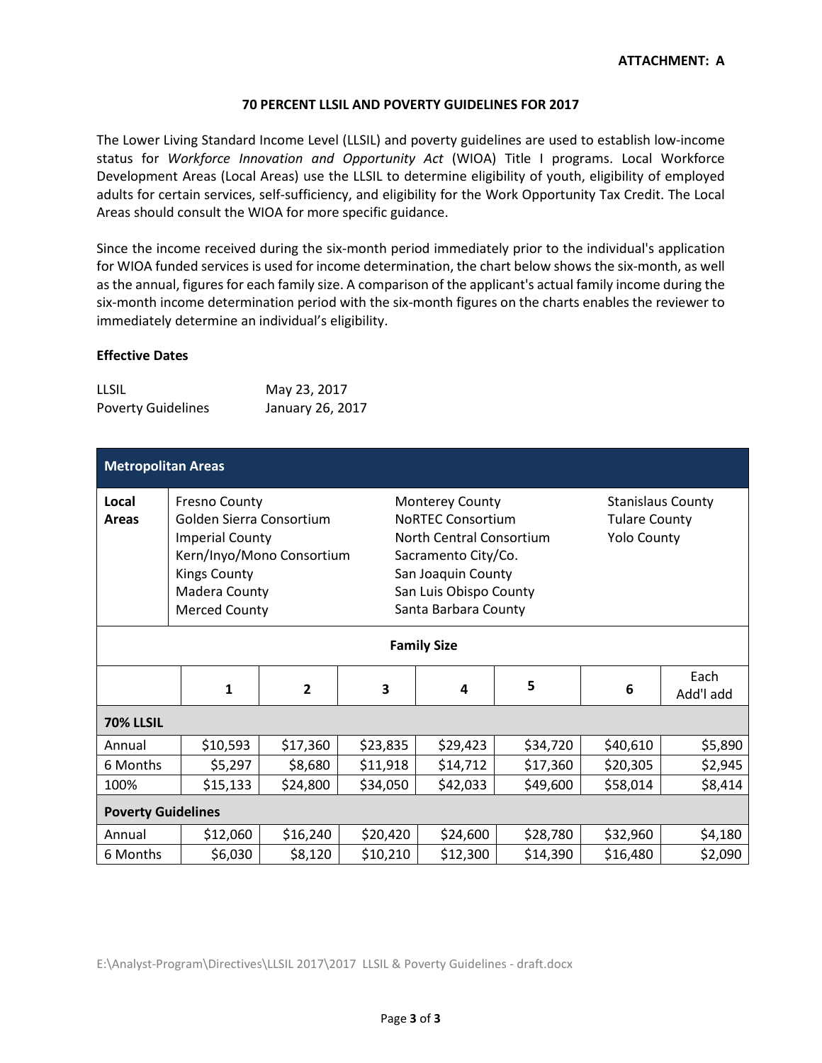**ATTACHMENT: A**

# 70 PERCENT LLSIL AND POVERTY GUIDELINES FOR 2017

The Lower Living Standard Income Level (LLSIL) and poverty guidelines are used to establish low-income status for *Workforce Innovation and Opportunity Act* (WIOA) Title I programs. Local Workforce Development Areas (Local Areas) use the LLSIL to determine eligibility of youth, eligibility of employed adults for certain services, self-sufficiency, and eligibility for the Work Opportunity Tax Credit. The Local Areas should consult the WIOA for more specific guidance.

Since the income received during the six-month period immediately prior to the individual's application for WIOA funded services is used for income determination, the chart below shows the six-month, as well as the annual, figures for each family size. A comparison of the applicant's actual family income during the six-month income determination period with the six-month figures on the charts enables the reviewer to immediately determine an individual's eligibility.

**Effective Dates**

| | |
|---|---|
| LLSIL | May 23, 2017 |
| Poverty Guidelines | January 26, 2017 |

**Metropolitan Areas**

**Local Areas:**

- Fresno County
- Golden Sierra Consortium
- Imperial County
- Kern/Inyo/Mono Consortium
- Kings County
- Madera County
- Merced County
- Monterey County
- NoRTEC Consortium
- North Central Consortium
- Sacramento City/Co.
- San Joaquin County
- San Luis Obispo County
- Santa Barbara County
- Stanislaus County
- Tulare County
- Yolo County

| Family Size | 1 | 2 | 3 | 4 | 5 | 6 | Each Add'l add |
|---|---|---|---|---|---|---|---|
| **70% LLSIL** | | | | | | | |
| Annual | $10,593 | $17,360 | $23,835 | $29,423 | $34,720 | $40,610 | $5,890 |
| 6 Months | $5,297 | $8,680 | $11,918 | $14,712 | $17,360 | $20,305 | $2,945 |
| 100% | $15,133 | $24,800 | $34,050 | $42,033 | $49,600 | $58,014 | $8,414 |
| **Poverty Guidelines** | | | | | | | |
| Annual | $12,060 | $16,240 | $20,420 | $24,600 | $28,780 | $32,960 | $4,180 |
| 6 Months | $6,030 | $8,120 | $10,210 | $12,300 | $14,390 | $16,480 | $2,090 |

E:\Analyst-Program\Directives\LLSIL 2017\2017 LLSIL & Poverty Guidelines - draft.docx